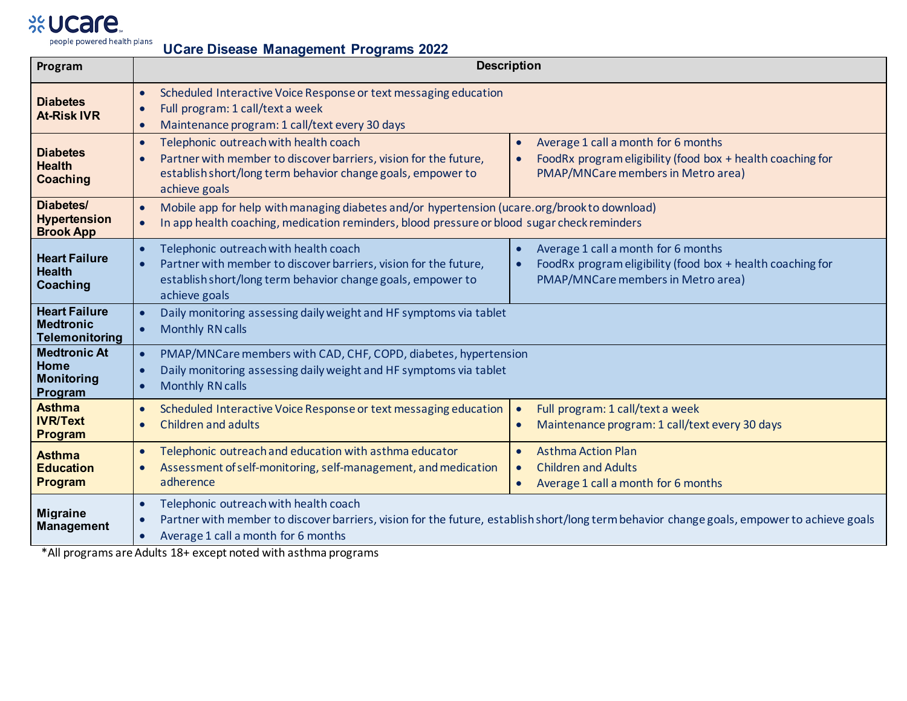ucare
people powered health plans

# UCare Disease Management Programs 2022

| Program | Description |
|---|---|
| **Diabetes At-Risk IVR** | • Scheduled Interactive Voice Response or text messaging education<br>• Full program: 1 call/text a week<br>• Maintenance program: 1 call/text every 30 days |
| **Diabetes Health Coaching** | • Telephonic outreach with health coach<br>• Partner with member to discover barriers, vision for the future, establish short/long term behavior change goals, empower to achieve goals<br>• Average 1 call a month for 6 months<br>• FoodRx program eligibility (food box + health coaching for PMAP/MNCare members in Metro area) |
| **Diabetes/ Hypertension Brook App** | • Mobile app for help with managing diabetes and/or hypertension (ucare.org/brook to download)<br>• In app health coaching, medication reminders, blood pressure or blood sugar check reminders |
| **Heart Failure Health Coaching** | • Telephonic outreach with health coach<br>• Partner with member to discover barriers, vision for the future, establish short/long term behavior change goals, empower to achieve goals<br>• Average 1 call a month for 6 months<br>• FoodRx program eligibility (food box + health coaching for PMAP/MNCare members in Metro area) |
| **Heart Failure Medtronic Telemonitoring** | • Daily monitoring assessing daily weight and HF symptoms via tablet<br>• Monthly RN calls |
| **Medtronic At Home Monitoring Program** | • PMAP/MNCare members with CAD, CHF, COPD, diabetes, hypertension<br>• Daily monitoring assessing daily weight and HF symptoms via tablet<br>• Monthly RN calls |
| **Asthma IVR/Text Program** | • Scheduled Interactive Voice Response or text messaging education<br>• Children and adults<br>• Full program: 1 call/text a week<br>• Maintenance program: 1 call/text every 30 days |
| **Asthma Education Program** | • Telephonic outreach and education with asthma educator<br>• Assessment of self-monitoring, self-management, and medication adherence<br>• Asthma Action Plan<br>• Children and Adults<br>• Average 1 call a month for 6 months |
| **Migraine Management** | • Telephonic outreach with health coach<br>• Partner with member to discover barriers, vision for the future, establish short/long term behavior change goals, empower to achieve goals<br>• Average 1 call a month for 6 months |

*All programs are Adults 18+ except noted with asthma programs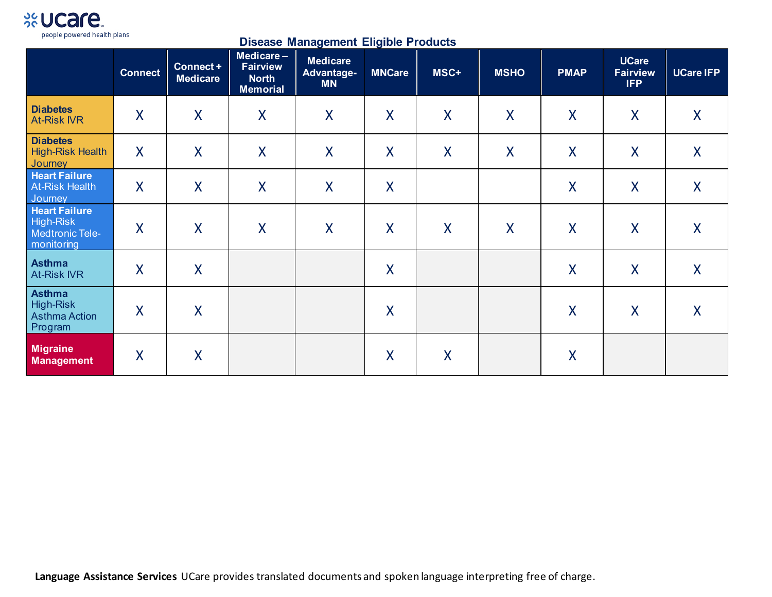ucare people powered health plans

## Disease Management Eligible Products

| | Connect | Connect + Medicare | Medicare – Fairview North Memorial | Medicare Advantage-MN | MNCare | MSC+ | MSHO | PMAP | UCare Fairview IFP | UCare IFP |
|---|---|---|---|---|---|---|---|---|---|---|
| **Diabetes** At-Risk IVR | X | X | X | X | X | X | X | X | X | X |
| **Diabetes** High-Risk Health Journey | X | X | X | X | X | X | X | X | X | X |
| **Heart Failure** At-Risk Health Journey | X | X | X | X | X | | | X | X | X |
| **Heart Failure** High-Risk Medtronic Tele-monitoring | X | X | X | X | X | X | X | X | X | X |
| **Asthma** At-Risk IVR | X | X | | | X | | | X | X | X |
| **Asthma** High-Risk Asthma Action Program | X | X | | | X | | | X | X | X |
| **Migraine Management** | X | X | | | X | X | | X | | |

**Language Assistance Services** UCare provides translated documents and spoken language interpreting free of charge.